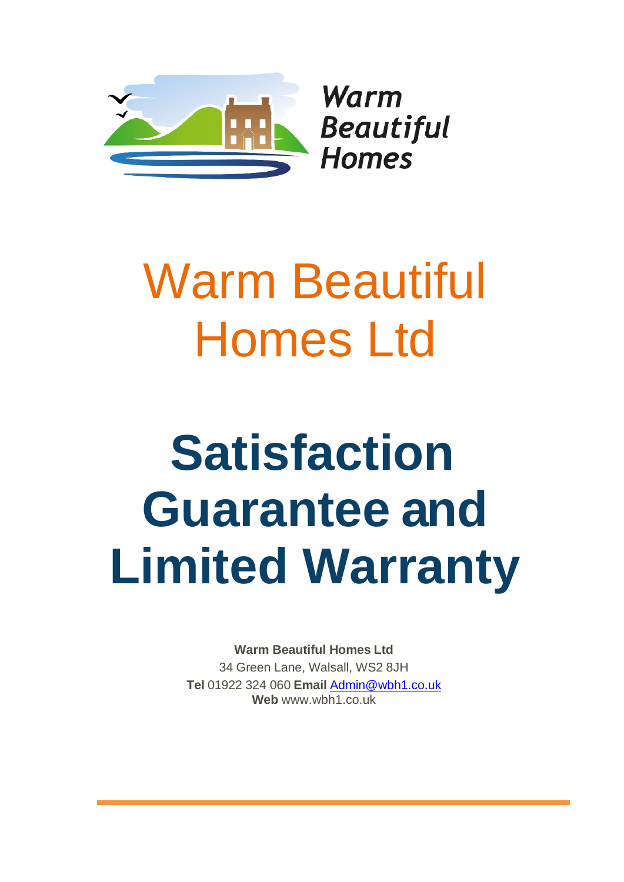Warm Beautiful Homes

# Warm Beautiful Homes Ltd

# Satisfaction Guarantee and Limited Warranty

**Warm Beautiful Homes Ltd**
34 Green Lane, Walsall, WS2 8JH
**Tel** 01922 324 060 **Email** Admin@wbh1.co.uk
**Web** www.wbh1.co.uk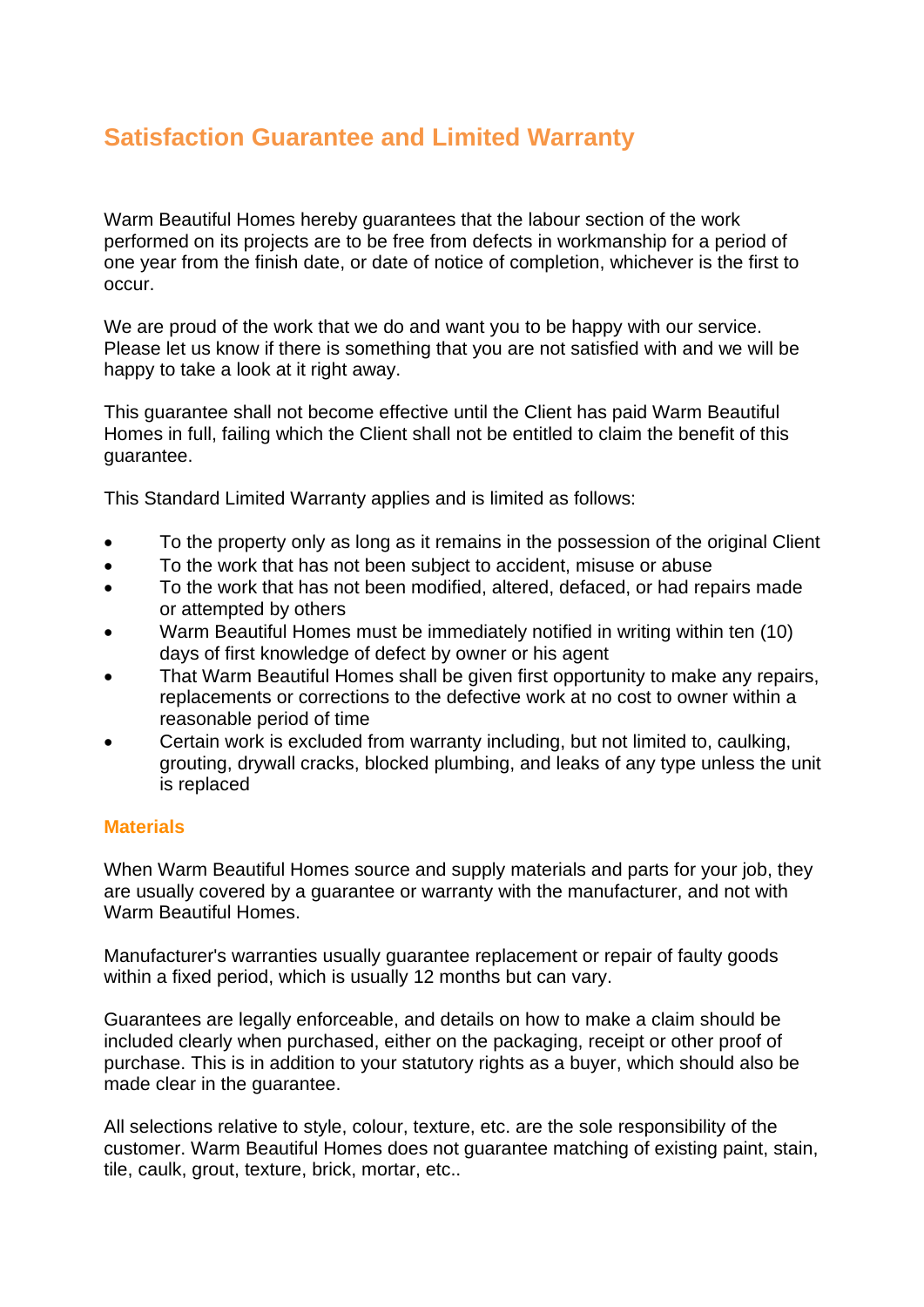# Satisfaction Guarantee and Limited Warranty

Warm Beautiful Homes hereby guarantees that the labour section of the work performed on its projects are to be free from defects in workmanship for a period of one year from the finish date, or date of notice of completion, whichever is the first to occur.

We are proud of the work that we do and want you to be happy with our service. Please let us know if there is something that you are not satisfied with and we will be happy to take a look at it right away.

This guarantee shall not become effective until the Client has paid Warm Beautiful Homes in full, failing which the Client shall not be entitled to claim the benefit of this guarantee.

This Standard Limited Warranty applies and is limited as follows:

- To the property only as long as it remains in the possession of the original Client
- To the work that has not been subject to accident, misuse or abuse
- To the work that has not been modified, altered, defaced, or had repairs made or attempted by others
- Warm Beautiful Homes must be immediately notified in writing within ten (10) days of first knowledge of defect by owner or his agent
- That Warm Beautiful Homes shall be given first opportunity to make any repairs, replacements or corrections to the defective work at no cost to owner within a reasonable period of time
- Certain work is excluded from warranty including, but not limited to, caulking, grouting, drywall cracks, blocked plumbing, and leaks of any type unless the unit is replaced

### Materials

When Warm Beautiful Homes source and supply materials and parts for your job, they are usually covered by a guarantee or warranty with the manufacturer, and not with Warm Beautiful Homes.

Manufacturer's warranties usually guarantee replacement or repair of faulty goods within a fixed period, which is usually 12 months but can vary.

Guarantees are legally enforceable, and details on how to make a claim should be included clearly when purchased, either on the packaging, receipt or other proof of purchase. This is in addition to your statutory rights as a buyer, which should also be made clear in the guarantee.

All selections relative to style, colour, texture, etc. are the sole responsibility of the customer. Warm Beautiful Homes does not guarantee matching of existing paint, stain, tile, caulk, grout, texture, brick, mortar, etc..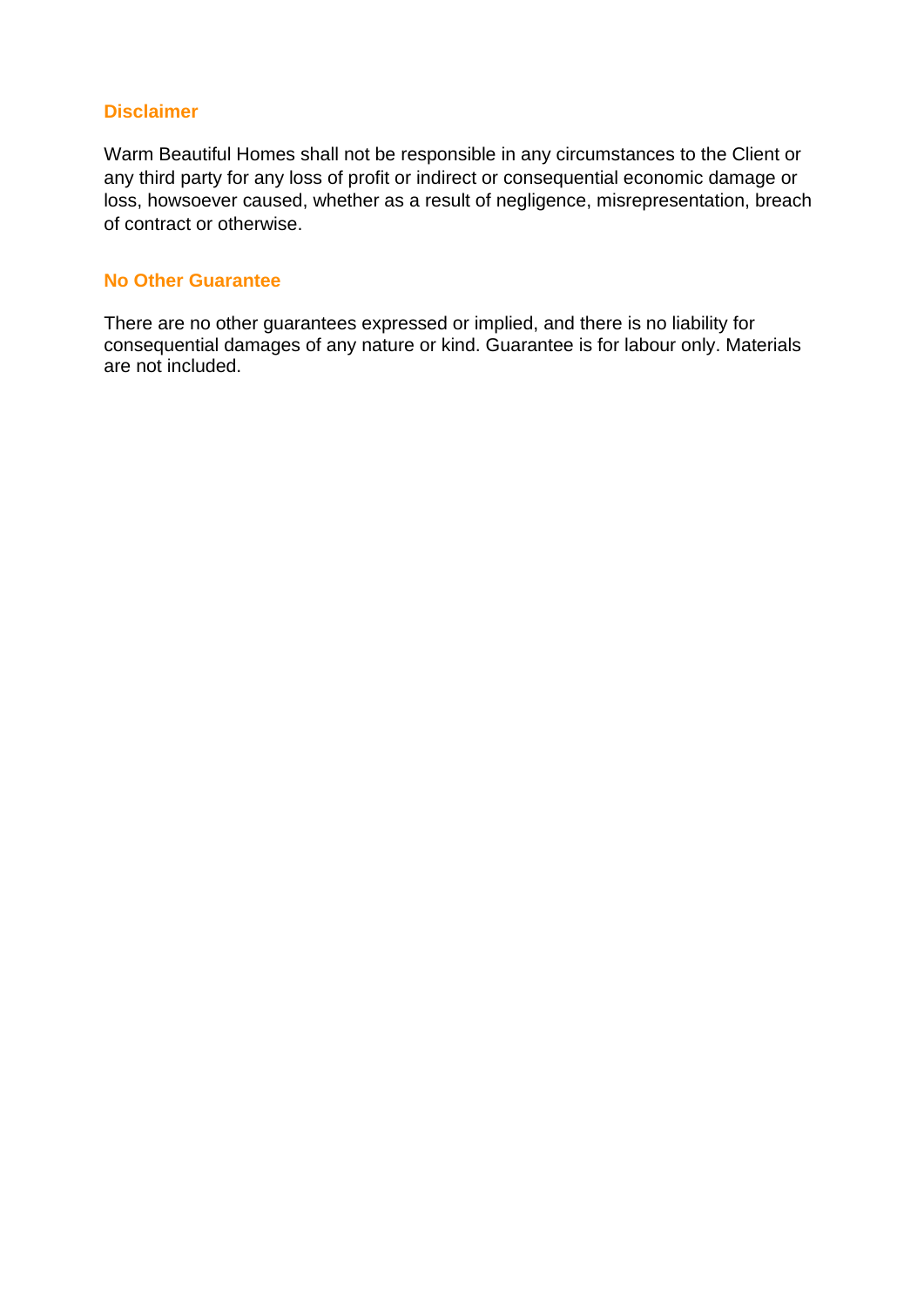## Disclaimer

Warm Beautiful Homes shall not be responsible in any circumstances to the Client or any third party for any loss of profit or indirect or consequential economic damage or loss, howsoever caused, whether as a result of negligence, misrepresentation, breach of contract or otherwise.

## No Other Guarantee

There are no other guarantees expressed or implied, and there is no liability for consequential damages of any nature or kind. Guarantee is for labour only. Materials are not included.